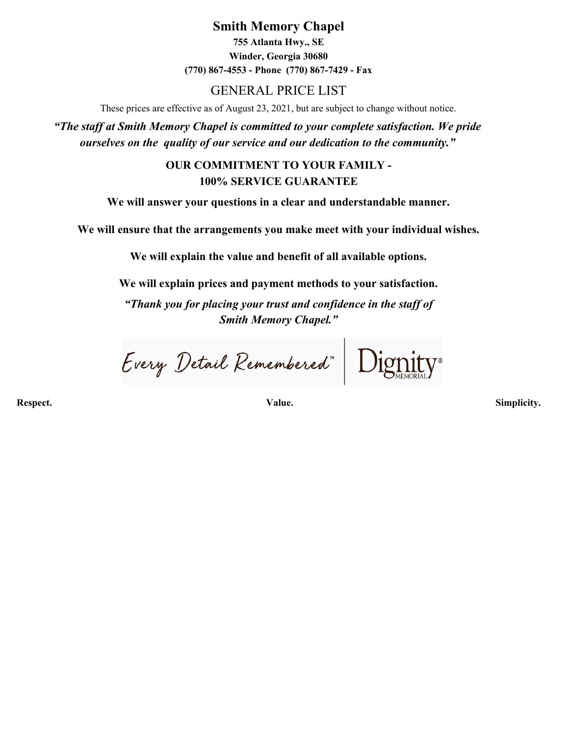# Smith Memory Chapel

**755 Atlanta Hwy., SE**

**Winder, Georgia 30680**

**(770) 867-4553 - Phone (770) 867-7429 - Fax**

## GENERAL PRICE LIST

These prices are effective as of August 23, 2021, but are subject to change without notice.

***"The staff at Smith Memory Chapel is committed to your complete satisfaction. We pride ourselves on the quality of our service and our dedication to the community."***

**OUR COMMITMENT TO YOUR FAMILY -**
**100% SERVICE GUARANTEE**

**We will answer your questions in a clear and understandable manner.**

**We will ensure that the arrangements you make meet with your individual wishes.**

**We will explain the value and benefit of all available options.**

**We will explain prices and payment methods to your satisfaction.**

***"Thank you for placing your trust and confidence in the staff of Smith Memory Chapel."***

Every Detail Remembered™ | Dignity® MEMORIAL

**Respect.** **Value.** **Simplicity.**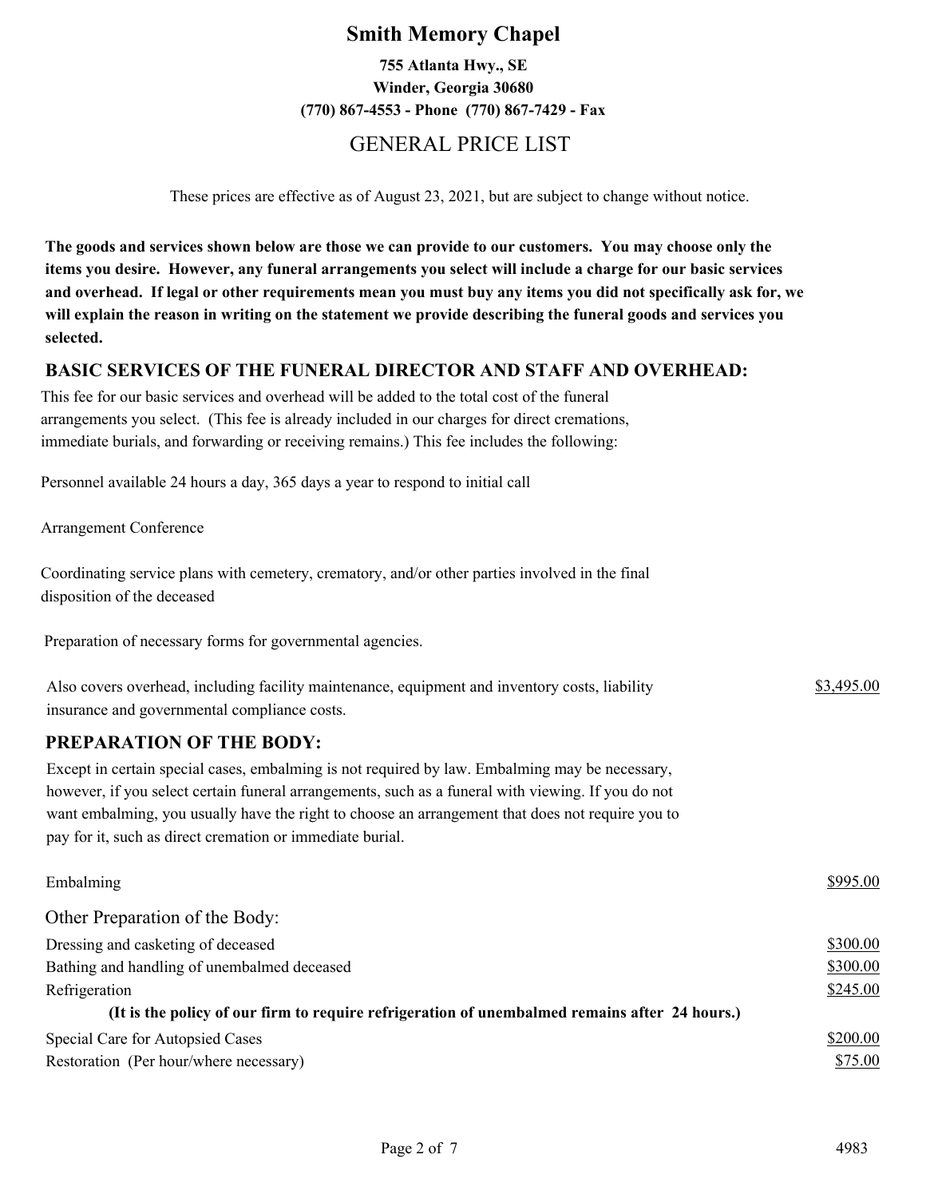# Smith Memory Chapel

**755 Atlanta Hwy., SE**
**Winder, Georgia 30680**
**(770) 867-4553 - Phone (770) 867-7429 - Fax**

## GENERAL PRICE LIST

These prices are effective as of August 23, 2021, but are subject to change without notice.

**The goods and services shown below are those we can provide to our customers. You may choose only the items you desire. However, any funeral arrangements you select will include a charge for our basic services and overhead. If legal or other requirements mean you must buy any items you did not specifically ask for, we will explain the reason in writing on the statement we provide describing the funeral goods and services you selected.**

### BASIC SERVICES OF THE FUNERAL DIRECTOR AND STAFF AND OVERHEAD:

This fee for our basic services and overhead will be added to the total cost of the funeral arrangements you select. (This fee is already included in our charges for direct cremations, immediate burials, and forwarding or receiving remains.) This fee includes the following:

Personnel available 24 hours a day, 365 days a year to respond to initial call

Arrangement Conference

Coordinating service plans with cemetery, crematory, and/or other parties involved in the final disposition of the deceased

Preparation of necessary forms for governmental agencies.

| | |
|---|---|
| Also covers overhead, including facility maintenance, equipment and inventory costs, liability insurance and governmental compliance costs. | $3,495.00 |

### PREPARATION OF THE BODY:

Except in certain special cases, embalming is not required by law. Embalming may be necessary, however, if you select certain funeral arrangements, such as a funeral with viewing. If you do not want embalming, you usually have the right to choose an arrangement that does not require you to pay for it, such as direct cremation or immediate burial.

| | |
|---|---|
| Embalming | $995.00 |

Other Preparation of the Body:

| | |
|---|---|
| Dressing and casketing of deceased | $300.00 |
| Bathing and handling of unembalmed deceased | $300.00 |
| Refrigeration | $245.00 |

**(It is the policy of our firm to require refrigeration of unembalmed remains after 24 hours.)**

| | |
|---|---|
| Special Care for Autopsied Cases | $200.00 |
| Restoration (Per hour/where necessary) | $75.00 |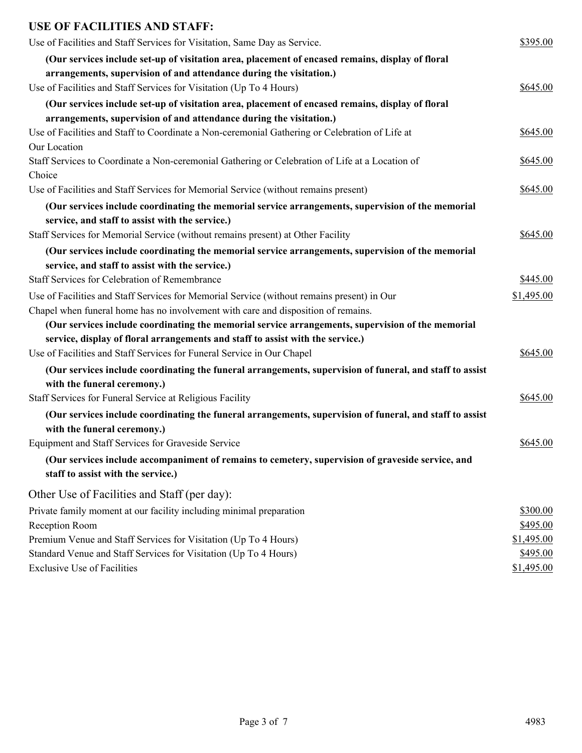## USE OF FACILITIES AND STAFF:

Use of Facilities and Staff Services for Visitation, Same Day as Service. $395.00

**(Our services include set-up of visitation area, placement of encased remains, display of floral arrangements, supervision of and attendance during the visitation.)**

Use of Facilities and Staff Services for Visitation (Up To 4 Hours) $645.00

**(Our services include set-up of visitation area, placement of encased remains, display of floral arrangements, supervision of and attendance during the visitation.)**

Use of Facilities and Staff to Coordinate a Non-ceremonial Gathering or Celebration of Life at Our Location $645.00

Staff Services to Coordinate a Non-ceremonial Gathering or Celebration of Life at a Location of Choice $645.00

Use of Facilities and Staff Services for Memorial Service (without remains present) $645.00

**(Our services include coordinating the memorial service arrangements, supervision of the memorial service, and staff to assist with the service.)**

Staff Services for Memorial Service (without remains present) at Other Facility $645.00

**(Our services include coordinating the memorial service arrangements, supervision of the memorial service, and staff to assist with the service.)**

Staff Services for Celebration of Remembrance $445.00

Use of Facilities and Staff Services for Memorial Service (without remains present) in Our Chapel when funeral home has no involvement with care and disposition of remains. $1,495.00

**(Our services include coordinating the memorial service arrangements, supervision of the memorial service, display of floral arrangements and staff to assist with the service.)**

Use of Facilities and Staff Services for Funeral Service in Our Chapel $645.00

**(Our services include coordinating the funeral arrangements, supervision of funeral, and staff to assist with the funeral ceremony.)**

Staff Services for Funeral Service at Religious Facility $645.00

**(Our services include coordinating the funeral arrangements, supervision of funeral, and staff to assist with the funeral ceremony.)**

Equipment and Staff Services for Graveside Service $645.00

**(Our services include accompaniment of remains to cemetery, supervision of graveside service, and staff to assist with the service.)**

### Other Use of Facilities and Staff (per day):

| Item | Price |
|---|---|
| Private family moment at our facility including minimal preparation | $300.00 |
| Reception Room | $495.00 |
| Premium Venue and Staff Services for Visitation (Up To 4 Hours) | $1,495.00 |
| Standard Venue and Staff Services for Visitation (Up To 4 Hours) | $495.00 |
| Exclusive Use of Facilities | $1,495.00 |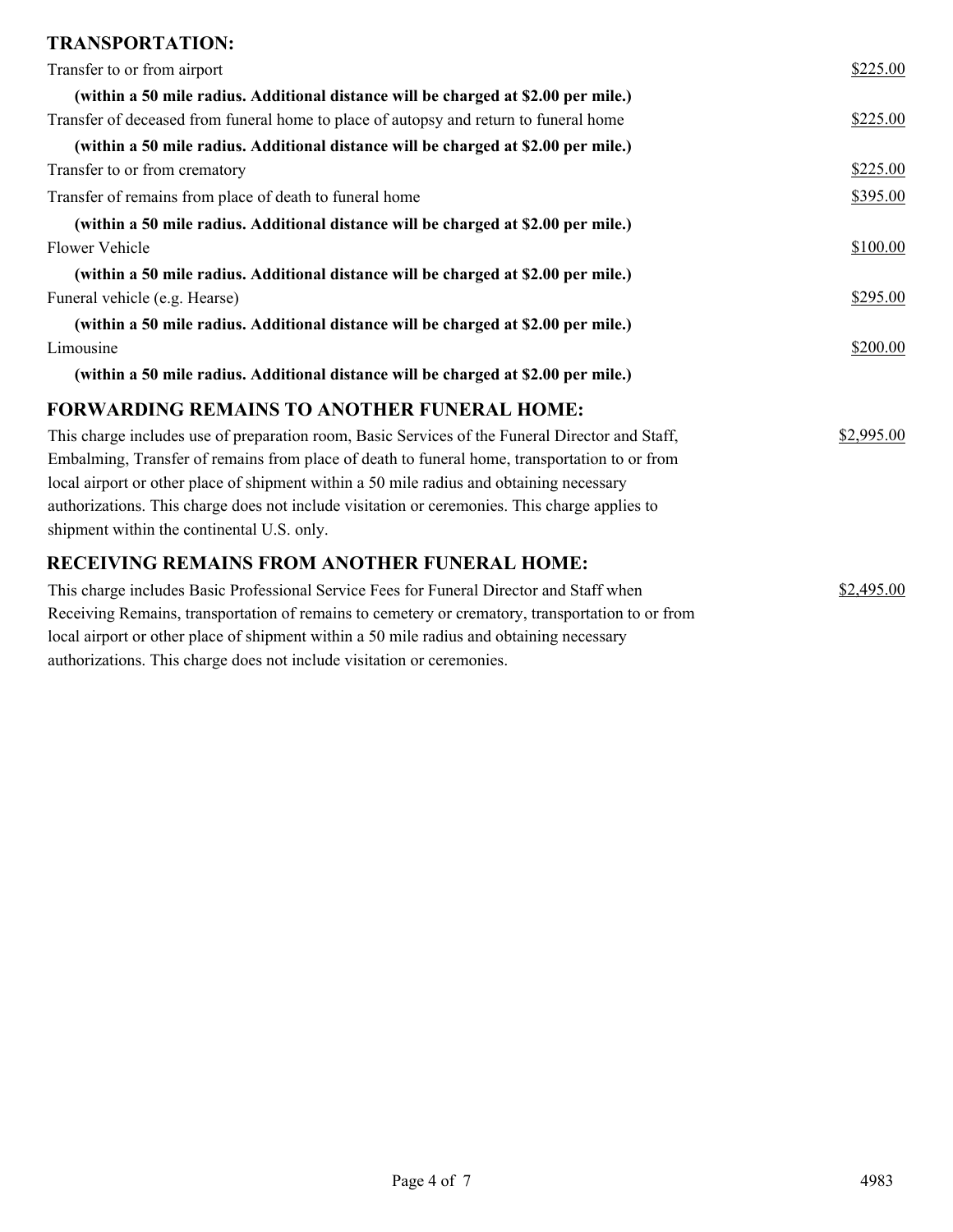## TRANSPORTATION:

Transfer to or from airport $225.00

**(within a 50 mile radius. Additional distance will be charged at $2.00 per mile.)**

Transfer of deceased from funeral home to place of autopsy and return to funeral home $225.00

**(within a 50 mile radius. Additional distance will be charged at $2.00 per mile.)**

Transfer to or from crematory $225.00

Transfer of remains from place of death to funeral home $395.00

**(within a 50 mile radius. Additional distance will be charged at $2.00 per mile.)**

Flower Vehicle $100.00

**(within a 50 mile radius. Additional distance will be charged at $2.00 per mile.)**

Funeral vehicle (e.g. Hearse) $295.00

**(within a 50 mile radius. Additional distance will be charged at $2.00 per mile.)**

Limousine $200.00

**(within a 50 mile radius. Additional distance will be charged at $2.00 per mile.)**

## FORWARDING REMAINS TO ANOTHER FUNERAL HOME:

This charge includes use of preparation room, Basic Services of the Funeral Director and Staff, Embalming, Transfer of remains from place of death to funeral home, transportation to or from local airport or other place of shipment within a 50 mile radius and obtaining necessary authorizations. This charge does not include visitation or ceremonies. This charge applies to shipment within the continental U.S. only. $2,995.00

## RECEIVING REMAINS FROM ANOTHER FUNERAL HOME:

This charge includes Basic Professional Service Fees for Funeral Director and Staff when Receiving Remains, transportation of remains to cemetery or crematory, transportation to or from local airport or other place of shipment within a 50 mile radius and obtaining necessary authorizations. This charge does not include visitation or ceremonies. $2,495.00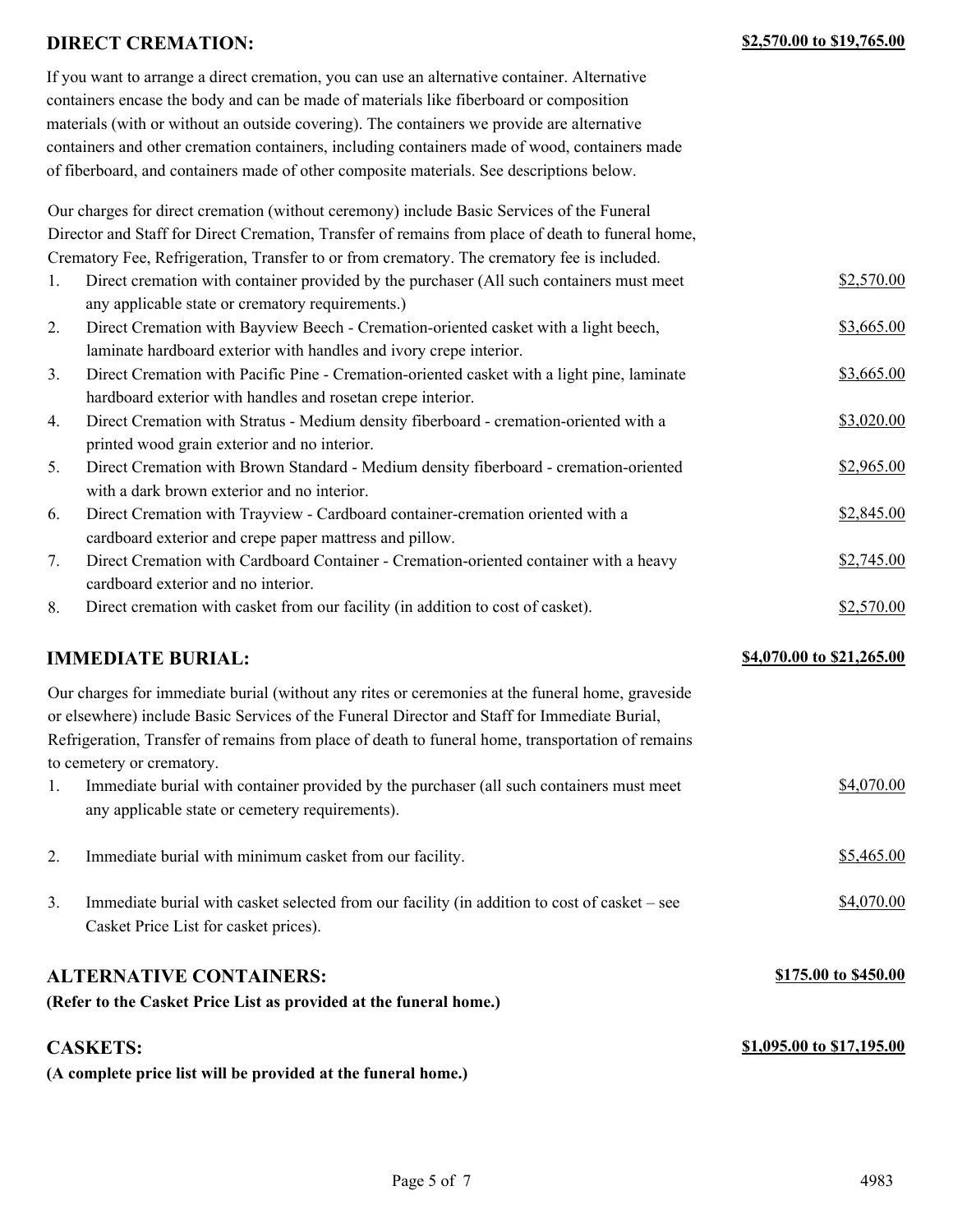## DIRECT CREMATION: $2,570.00 to $19,765.00

If you want to arrange a direct cremation, you can use an alternative container. Alternative containers encase the body and can be made of materials like fiberboard or composition materials (with or without an outside covering). The containers we provide are alternative containers and other cremation containers, including containers made of wood, containers made of fiberboard, and containers made of other composite materials. See descriptions below.

Our charges for direct cremation (without ceremony) include Basic Services of the Funeral Director and Staff for Direct Cremation, Transfer of remains from place of death to funeral home, Crematory Fee, Refrigeration, Transfer to or from crematory. The crematory fee is included.

| | Description | Price |
|---|---|---|
| 1. | Direct cremation with container provided by the purchaser (All such containers must meet any applicable state or crematory requirements.) | $2,570.00 |
| 2. | Direct Cremation with Bayview Beech - Cremation-oriented casket with a light beech, laminate hardboard exterior with handles and ivory crepe interior. | $3,665.00 |
| 3. | Direct Cremation with Pacific Pine - Cremation-oriented casket with a light pine, laminate hardboard exterior with handles and rosetan crepe interior. | $3,665.00 |
| 4. | Direct Cremation with Stratus - Medium density fiberboard - cremation-oriented with a printed wood grain exterior and no interior. | $3,020.00 |
| 5. | Direct Cremation with Brown Standard - Medium density fiberboard - cremation-oriented with a dark brown exterior and no interior. | $2,965.00 |
| 6. | Direct Cremation with Trayview - Cardboard container-cremation oriented with a cardboard exterior and crepe paper mattress and pillow. | $2,845.00 |
| 7. | Direct Cremation with Cardboard Container - Cremation-oriented container with a heavy cardboard exterior and no interior. | $2,745.00 |
| 8. | Direct cremation with casket from our facility (in addition to cost of casket). | $2,570.00 |

## IMMEDIATE BURIAL: $4,070.00 to $21,265.00

Our charges for immediate burial (without any rites or ceremonies at the funeral home, graveside or elsewhere) include Basic Services of the Funeral Director and Staff for Immediate Burial, Refrigeration, Transfer of remains from place of death to funeral home, transportation of remains to cemetery or crematory.

| | Description | Price |
|---|---|---|
| 1. | Immediate burial with container provided by the purchaser (all such containers must meet any applicable state or cemetery requirements). | $4,070.00 |
| 2. | Immediate burial with minimum casket from our facility. | $5,465.00 |
| 3. | Immediate burial with casket selected from our facility (in addition to cost of casket – see Casket Price List for casket prices). | $4,070.00 |

## ALTERNATIVE CONTAINERS: $175.00 to $450.00

**(Refer to the Casket Price List as provided at the funeral home.)**

## CASKETS: $1,095.00 to $17,195.00

**(A complete price list will be provided at the funeral home.)**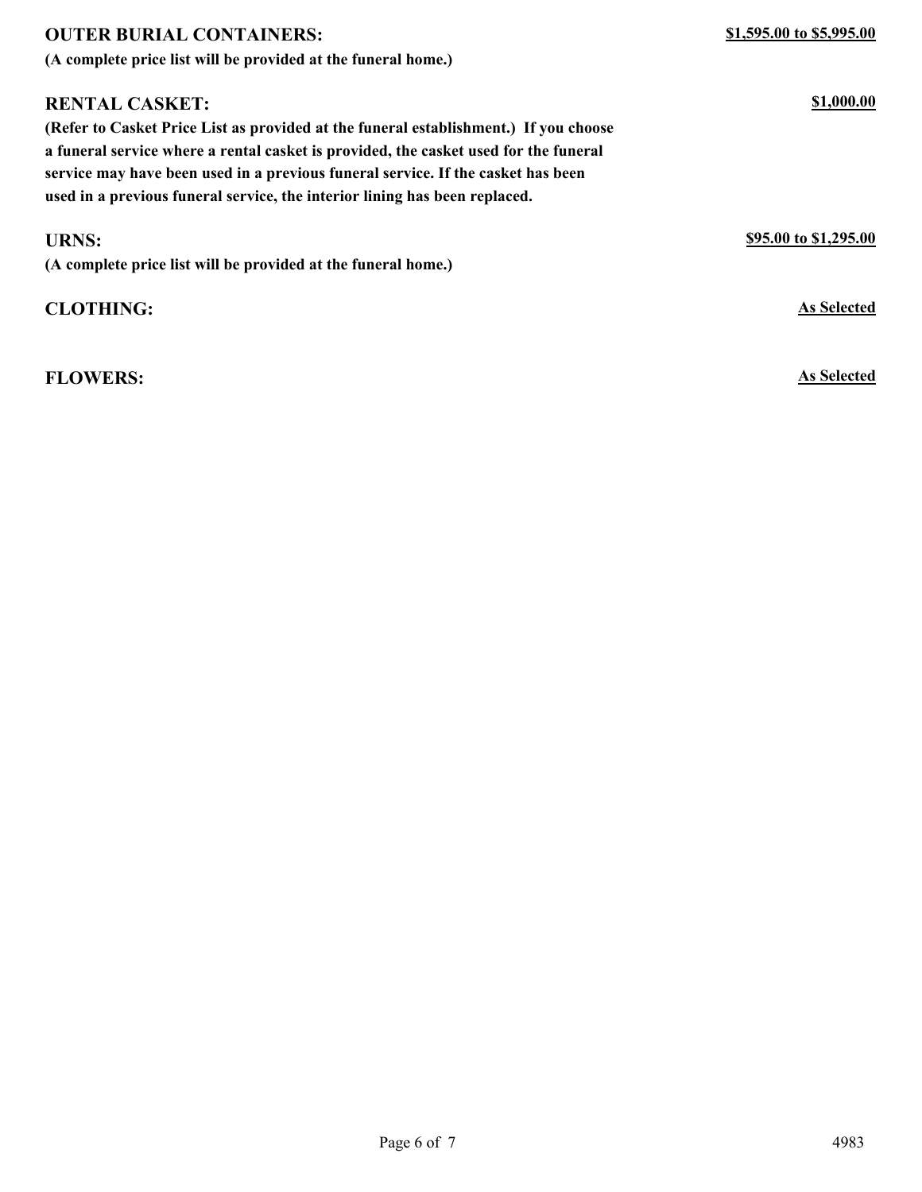**OUTER BURIAL CONTAINERS:** **$1,595.00 to $5,995.00**

**(A complete price list will be provided at the funeral home.)**

**RENTAL CASKET:** **$1,000.00**

**(Refer to Casket Price List as provided at the funeral establishment.) If you choose a funeral service where a rental casket is provided, the casket used for the funeral service may have been used in a previous funeral service. If the casket has been used in a previous funeral service, the interior lining has been replaced.**

**URNS:** **$95.00 to $1,295.00**

**(A complete price list will be provided at the funeral home.)**

**CLOTHING:** **As Selected**

**FLOWERS:** **As Selected**

4983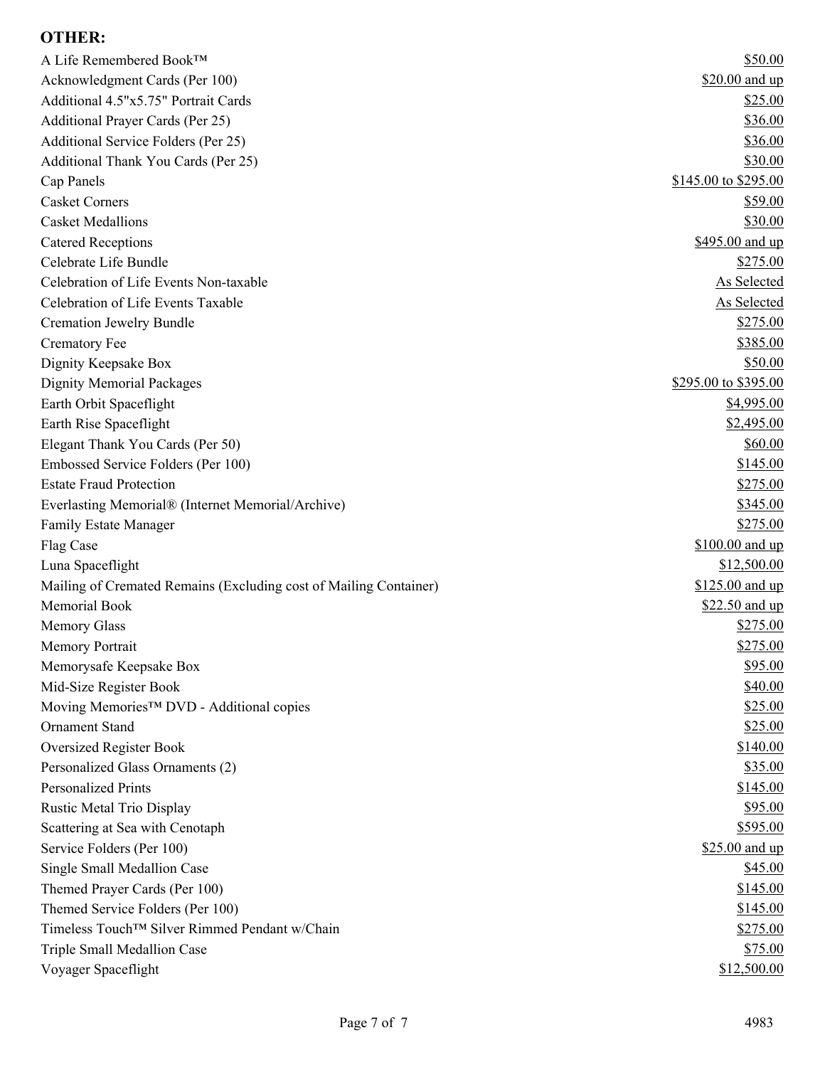## OTHER:

| | |
|---|---|
| A Life Remembered Book™ | $50.00 |
| Acknowledgment Cards (Per 100) | $20.00 and up |
| Additional 4.5"x5.75" Portrait Cards | $25.00 |
| Additional Prayer Cards (Per 25) | $36.00 |
| Additional Service Folders (Per 25) | $36.00 |
| Additional Thank You Cards (Per 25) | $30.00 |
| Cap Panels | $145.00 to $295.00 |
| Casket Corners | $59.00 |
| Casket Medallions | $30.00 |
| Catered Receptions | $495.00 and up |
| Celebrate Life Bundle | $275.00 |
| Celebration of Life Events Non-taxable | As Selected |
| Celebration of Life Events Taxable | As Selected |
| Cremation Jewelry Bundle | $275.00 |
| Crematory Fee | $385.00 |
| Dignity Keepsake Box | $50.00 |
| Dignity Memorial Packages | $295.00 to $395.00 |
| Earth Orbit Spaceflight | $4,995.00 |
| Earth Rise Spaceflight | $2,495.00 |
| Elegant Thank You Cards (Per 50) | $60.00 |
| Embossed Service Folders (Per 100) | $145.00 |
| Estate Fraud Protection | $275.00 |
| Everlasting Memorial® (Internet Memorial/Archive) | $345.00 |
| Family Estate Manager | $275.00 |
| Flag Case | $100.00 and up |
| Luna Spaceflight | $12,500.00 |
| Mailing of Cremated Remains (Excluding cost of Mailing Container) | $125.00 and up |
| Memorial Book | $22.50 and up |
| Memory Glass | $275.00 |
| Memory Portrait | $275.00 |
| Memorysafe Keepsake Box | $95.00 |
| Mid-Size Register Book | $40.00 |
| Moving Memories™ DVD - Additional copies | $25.00 |
| Ornament Stand | $25.00 |
| Oversized Register Book | $140.00 |
| Personalized Glass Ornaments (2) | $35.00 |
| Personalized Prints | $145.00 |
| Rustic Metal Trio Display | $95.00 |
| Scattering at Sea with Cenotaph | $595.00 |
| Service Folders (Per 100) | $25.00 and up |
| Single Small Medallion Case | $45.00 |
| Themed Prayer Cards (Per 100) | $145.00 |
| Themed Service Folders (Per 100) | $145.00 |
| Timeless Touch™ Silver Rimmed Pendant w/Chain | $275.00 |
| Triple Small Medallion Case | $75.00 |
| Voyager Spaceflight | $12,500.00 |

4983